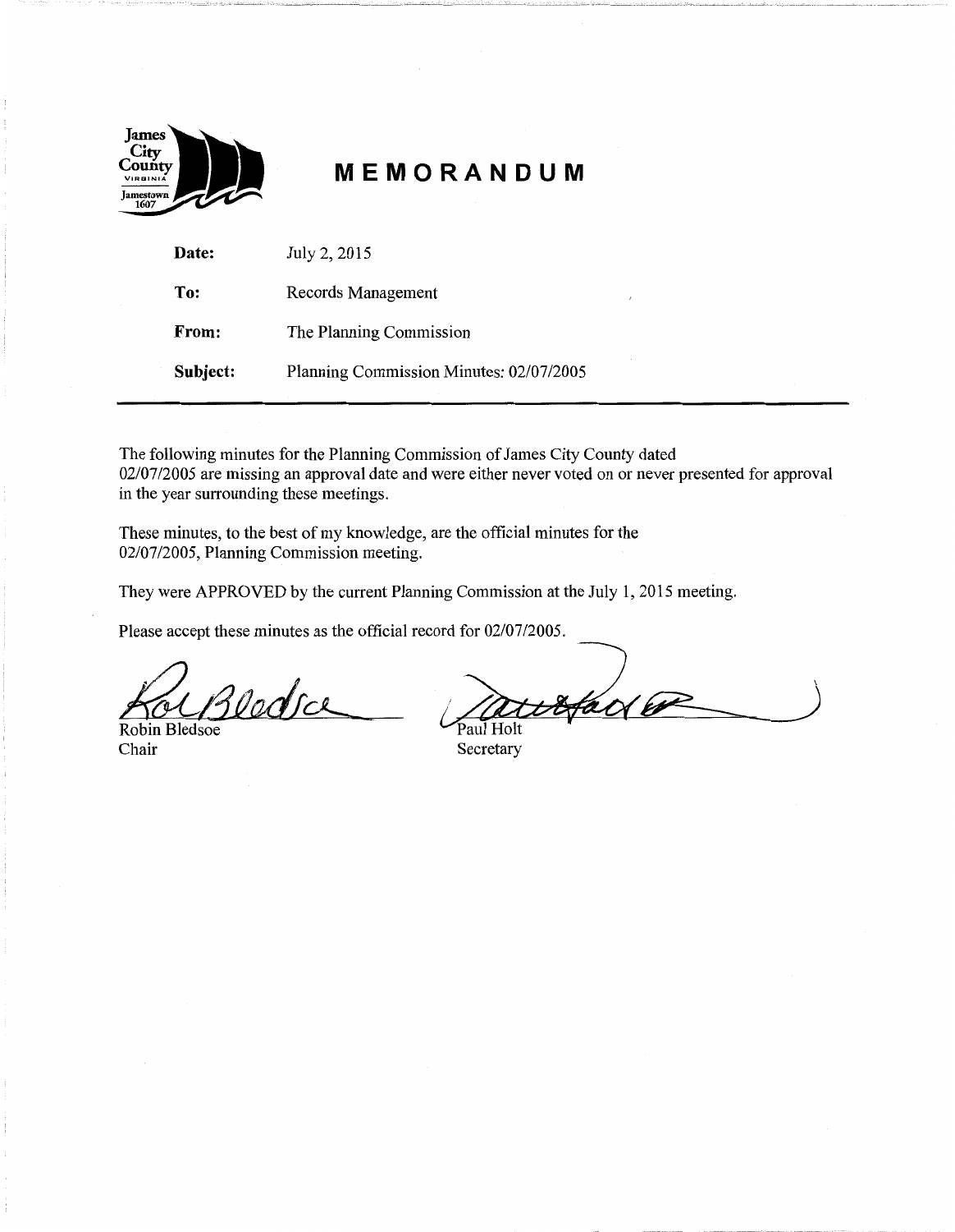James City County VIRGINIA Jamestown 1607

# MEMORANDUM

**Date:** July 2, 2015

**To:** Records Management

**From:** The Planning Commission

**Subject:** Planning Commission Minutes: 02/07/2005

---

The following minutes for the Planning Commission of James City County dated 02/07/2005 are missing an approval date and were either never voted on or never presented for approval in the year surrounding these meetings.

These minutes, to the best of my knowledge, are the official minutes for the 02/07/2005, Planning Commission meeting.

They were APPROVED by the current Planning Commission at the July 1, 2015 meeting.

Please accept these minutes as the official record for 02/07/2005.

Robin Bledsoe
Chair

Paul Holt
Secretary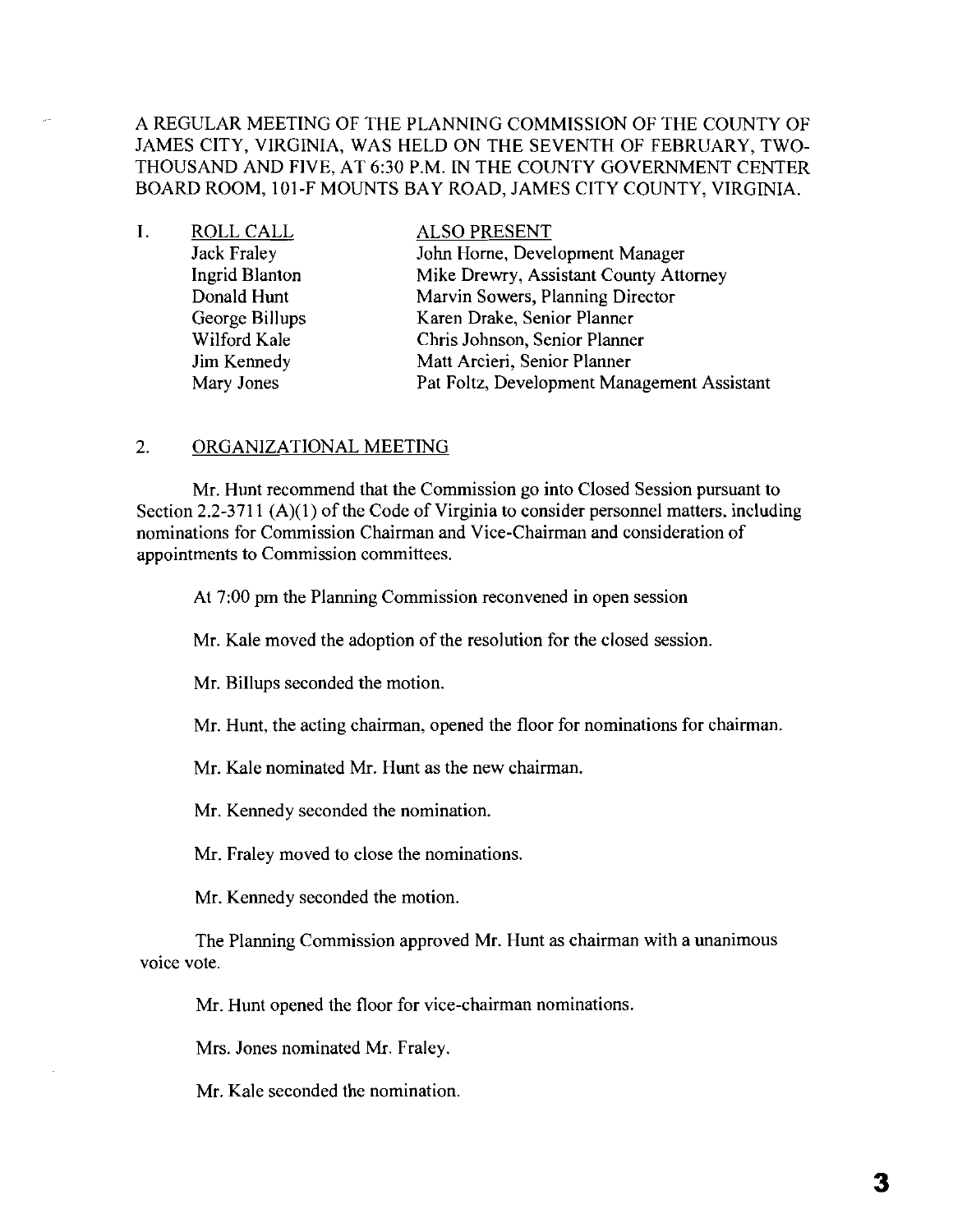A REGULAR MEETING OF THE PLANNING COMMISSION OF THE COUNTY OF JAMES CITY, VIRGINIA, WAS HELD ON THE SEVENTH OF FEBRUARY, TWO-THOUSAND AND FIVE, AT 6:30 P.M. IN THE COUNTY GOVERNMENT CENTER BOARD ROOM, 101-F MOUNTS BAY ROAD, JAMES CITY COUNTY, VIRGINIA.

1. ROLL CALL

| ROLL CALL | ALSO PRESENT |
|---|---|
| Jack Fraley | John Horne, Development Manager |
| Ingrid Blanton | Mike Drewry, Assistant County Attorney |
| Donald Hunt | Marvin Sowers, Planning Director |
| George Billups | Karen Drake, Senior Planner |
| Wilford Kale | Chris Johnson, Senior Planner |
| Jim Kennedy | Matt Arcieri, Senior Planner |
| Mary Jones | Pat Foltz, Development Management Assistant |

2. ORGANIZATIONAL MEETING

Mr. Hunt recommend that the Commission go into Closed Session pursuant to Section 2.2-3711 (A)(1) of the Code of Virginia to consider personnel matters, including nominations for Commission Chairman and Vice-Chairman and consideration of appointments to Commission committees.

At 7:00 pm the Planning Commission reconvened in open session

Mr. Kale moved the adoption of the resolution for the closed session.

Mr. Billups seconded the motion.

Mr. Hunt, the acting chairman, opened the floor for nominations for chairman.

Mr. Kale nominated Mr. Hunt as the new chairman.

Mr. Kennedy seconded the nomination.

Mr. Fraley moved to close the nominations.

Mr. Kennedy seconded the motion.

The Planning Commission approved Mr. Hunt as chairman with a unanimous voice vote.

Mr. Hunt opened the floor for vice-chairman nominations.

Mrs. Jones nominated Mr. Fraley.

Mr. Kale seconded the nomination.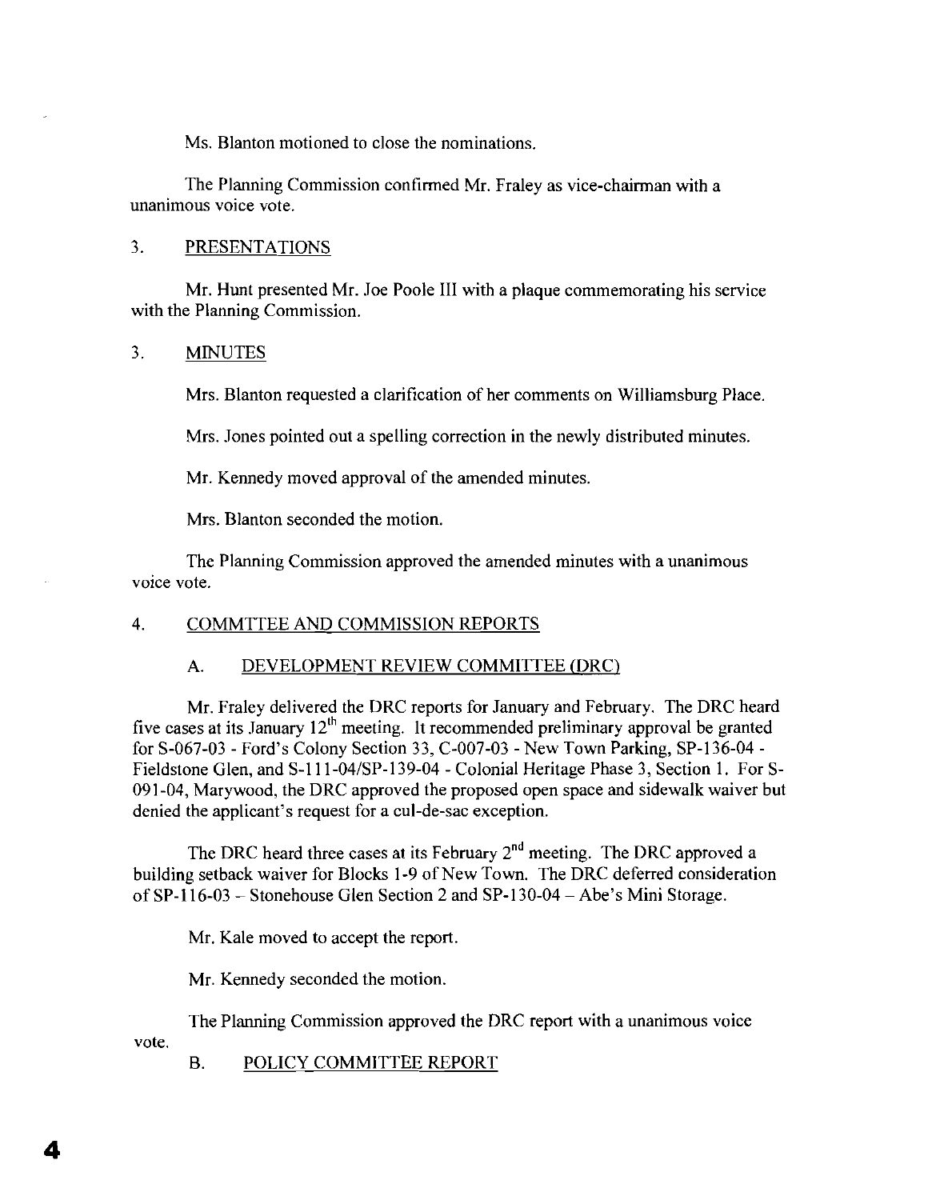Ms. Blanton motioned to close the nominations.

The Planning Commission confirmed Mr. Fraley as vice-chairman with a unanimous voice vote.

3. PRESENTATIONS

Mr. Hunt presented Mr. Joe Poole III with a plaque commemorating his service with the Planning Commission.

3. MINUTES

Mrs. Blanton requested a clarification of her comments on Williamsburg Place.

Mrs. Jones pointed out a spelling correction in the newly distributed minutes.

Mr. Kennedy moved approval of the amended minutes.

Mrs. Blanton seconded the motion.

The Planning Commission approved the amended minutes with a unanimous voice vote.

4. COMMTTEE AND COMMISSION REPORTS

A. DEVELOPMENT REVIEW COMMITTEE (DRC)

Mr. Fraley delivered the DRC reports for January and February. The DRC heard five cases at its January 12th meeting. It recommended preliminary approval be granted for S-067-03 - Ford's Colony Section 33, C-007-03 - New Town Parking, SP-136-04 - Fieldstone Glen, and S-111-04/SP-139-04 - Colonial Heritage Phase 3, Section 1. For S-091-04, Marywood, the DRC approved the proposed open space and sidewalk waiver but denied the applicant's request for a cul-de-sac exception.

The DRC heard three cases at its February 2nd meeting. The DRC approved a building setback waiver for Blocks 1-9 of New Town. The DRC deferred consideration of SP-116-03 – Stonehouse Glen Section 2 and SP-130-04 – Abe's Mini Storage.

Mr. Kale moved to accept the report.

Mr. Kennedy seconded the motion.

The Planning Commission approved the DRC report with a unanimous voice vote.

B. POLICY COMMITTEE REPORT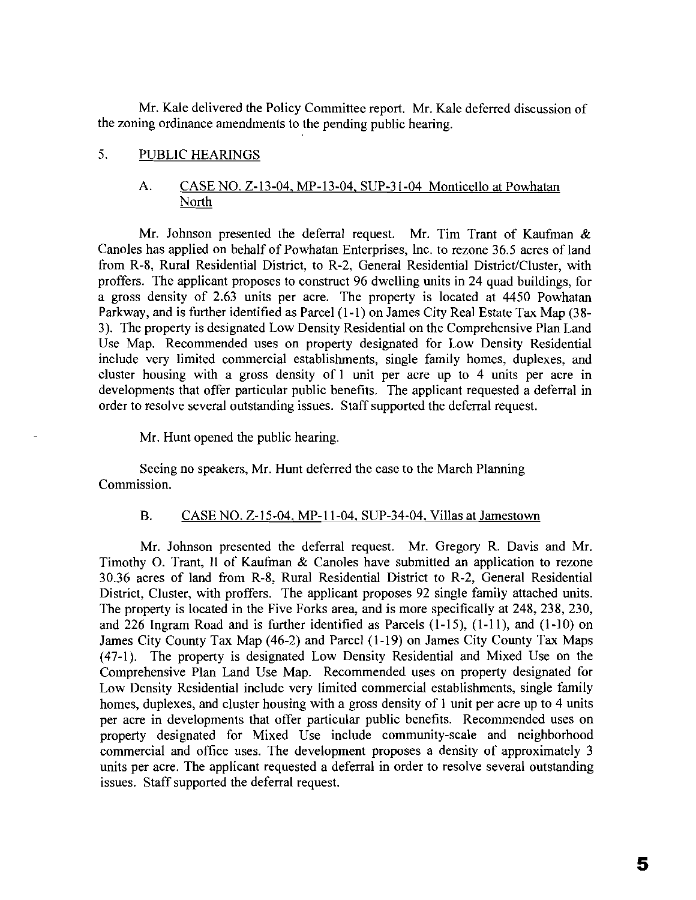Mr. Kale delivered the Policy Committee report. Mr. Kale deferred discussion of the zoning ordinance amendments to the pending public hearing.

5. PUBLIC HEARINGS

A. CASE NO. Z-13-04, MP-13-04, SUP-31-04 Monticello at Powhatan North

Mr. Johnson presented the deferral request. Mr. Tim Trant of Kaufman & Canoles has applied on behalf of Powhatan Enterprises, Inc. to rezone 36.5 acres of land from R-8, Rural Residential District, to R-2, General Residential District/Cluster, with proffers. The applicant proposes to construct 96 dwelling units in 24 quad buildings, for a gross density of 2.63 units per acre. The property is located at 4450 Powhatan Parkway, and is further identified as Parcel (1-1) on James City Real Estate Tax Map (38-3). The property is designated Low Density Residential on the Comprehensive Plan Land Use Map. Recommended uses on property designated for Low Density Residential include very limited commercial establishments, single family homes, duplexes, and cluster housing with a gross density of 1 unit per acre up to 4 units per acre in developments that offer particular public benefits. The applicant requested a deferral in order to resolve several outstanding issues. Staff supported the deferral request.

Mr. Hunt opened the public hearing.

Seeing no speakers, Mr. Hunt deferred the case to the March Planning Commission.

B. CASE NO. Z-15-04, MP-11-04, SUP-34-04, Villas at Jamestown

Mr. Johnson presented the deferral request. Mr. Gregory R. Davis and Mr. Timothy O. Trant, II of Kaufman & Canoles have submitted an application to rezone 30.36 acres of land from R-8, Rural Residential District to R-2, General Residential District, Cluster, with proffers. The applicant proposes 92 single family attached units. The property is located in the Five Forks area, and is more specifically at 248, 238, 230, and 226 Ingram Road and is further identified as Parcels (1-15), (1-11), and (1-10) on James City County Tax Map (46-2) and Parcel (1-19) on James City County Tax Maps (47-1). The property is designated Low Density Residential and Mixed Use on the Comprehensive Plan Land Use Map. Recommended uses on property designated for Low Density Residential include very limited commercial establishments, single family homes, duplexes, and cluster housing with a gross density of 1 unit per acre up to 4 units per acre in developments that offer particular public benefits. Recommended uses on property designated for Mixed Use include community-scale and neighborhood commercial and office uses. The development proposes a density of approximately 3 units per acre. The applicant requested a deferral in order to resolve several outstanding issues. Staff supported the deferral request.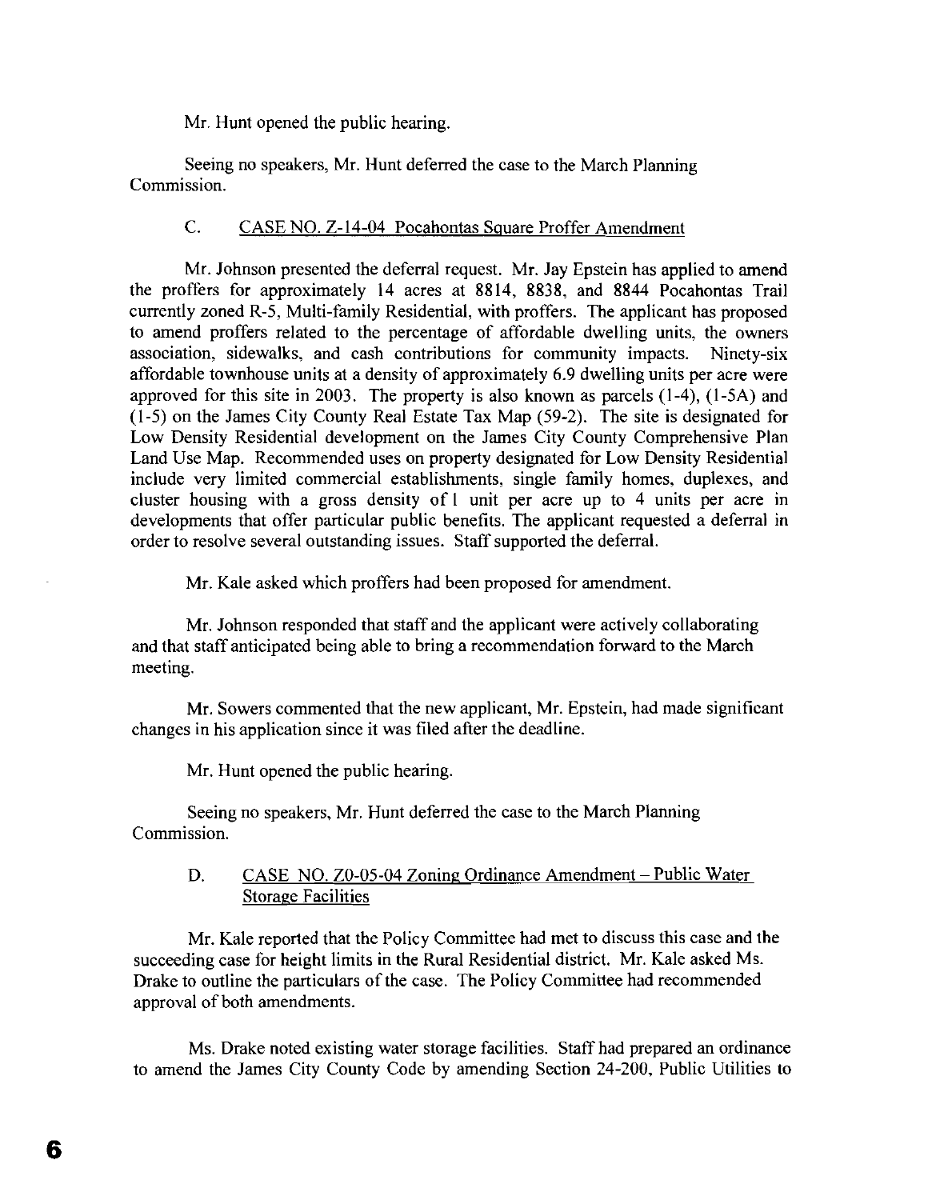Mr. Hunt opened the public hearing.

Seeing no speakers, Mr. Hunt deferred the case to the March Planning Commission.

C. <u>CASE NO. Z-14-04 Pocahontas Square Proffer Amendment</u>

Mr. Johnson presented the deferral request. Mr. Jay Epstein has applied to amend the proffers for approximately 14 acres at 8814, 8838, and 8844 Pocahontas Trail currently zoned R-5, Multi-family Residential, with proffers. The applicant has proposed to amend proffers related to the percentage of affordable dwelling units, the owners association, sidewalks, and cash contributions for community impacts. Ninety-six affordable townhouse units at a density of approximately 6.9 dwelling units per acre were approved for this site in 2003. The property is also known as parcels (1-4), (1-5A) and (1-5) on the James City County Real Estate Tax Map (59-2). The site is designated for Low Density Residential development on the James City County Comprehensive Plan Land Use Map. Recommended uses on property designated for Low Density Residential include very limited commercial establishments, single family homes, duplexes, and cluster housing with a gross density of 1 unit per acre up to 4 units per acre in developments that offer particular public benefits. The applicant requested a deferral in order to resolve several outstanding issues. Staff supported the deferral.

Mr. Kale asked which proffers had been proposed for amendment.

Mr. Johnson responded that staff and the applicant were actively collaborating and that staff anticipated being able to bring a recommendation forward to the March meeting.

Mr. Sowers commented that the new applicant, Mr. Epstein, had made significant changes in his application since it was filed after the deadline.

Mr. Hunt opened the public hearing.

Seeing no speakers, Mr. Hunt deferred the case to the March Planning Commission.

D. <u>CASE NO. Z0-05-04 Zoning Ordinance Amendment – Public Water Storage Facilities</u>

Mr. Kale reported that the Policy Committee had met to discuss this case and the succeeding case for height limits in the Rural Residential district. Mr. Kale asked Ms. Drake to outline the particulars of the case. The Policy Committee had recommended approval of both amendments.

Ms. Drake noted existing water storage facilities. Staff had prepared an ordinance to amend the James City County Code by amending Section 24-200, Public Utilities to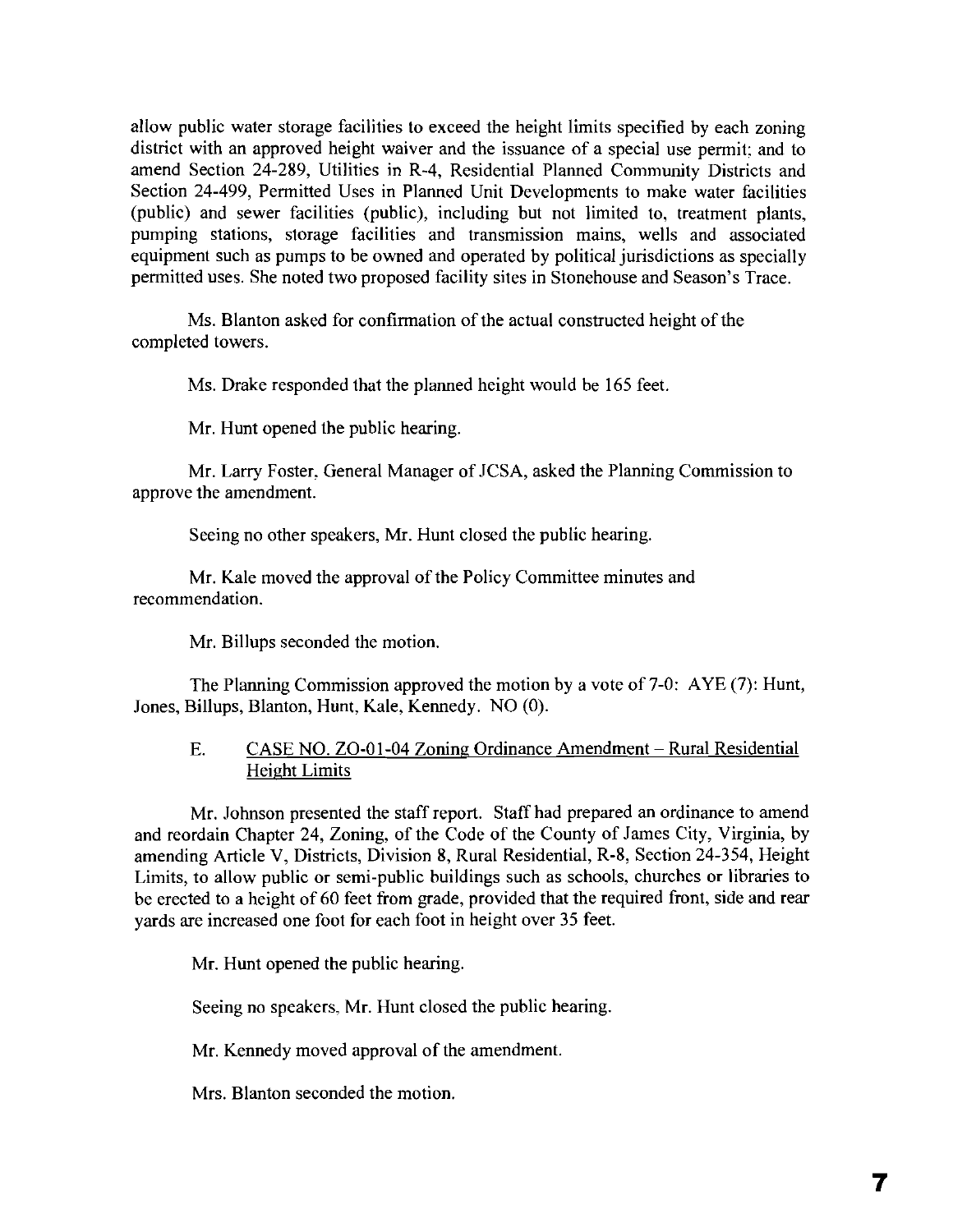allow public water storage facilities to exceed the height limits specified by each zoning district with an approved height waiver and the issuance of a special use permit; and to amend Section 24-289, Utilities in R-4, Residential Planned Community Districts and Section 24-499, Permitted Uses in Planned Unit Developments to make water facilities (public) and sewer facilities (public), including but not limited to, treatment plants, pumping stations, storage facilities and transmission mains, wells and associated equipment such as pumps to be owned and operated by political jurisdictions as specially permitted uses. She noted two proposed facility sites in Stonehouse and Season's Trace.

Ms. Blanton asked for confirmation of the actual constructed height of the completed towers.

Ms. Drake responded that the planned height would be 165 feet.

Mr. Hunt opened the public hearing.

Mr. Larry Foster, General Manager of JCSA, asked the Planning Commission to approve the amendment.

Seeing no other speakers, Mr. Hunt closed the public hearing.

Mr. Kale moved the approval of the Policy Committee minutes and recommendation.

Mr. Billups seconded the motion.

The Planning Commission approved the motion by a vote of 7-0: AYE (7): Hunt, Jones, Billups, Blanton, Hunt, Kale, Kennedy. NO (0).

E. CASE NO. ZO-01-04 Zoning Ordinance Amendment – Rural Residential Height Limits

Mr. Johnson presented the staff report. Staff had prepared an ordinance to amend and reordain Chapter 24, Zoning, of the Code of the County of James City, Virginia, by amending Article V, Districts, Division 8, Rural Residential, R-8, Section 24-354, Height Limits, to allow public or semi-public buildings such as schools, churches or libraries to be erected to a height of 60 feet from grade, provided that the required front, side and rear yards are increased one foot for each foot in height over 35 feet.

Mr. Hunt opened the public hearing.

Seeing no speakers, Mr. Hunt closed the public hearing.

Mr. Kennedy moved approval of the amendment.

Mrs. Blanton seconded the motion.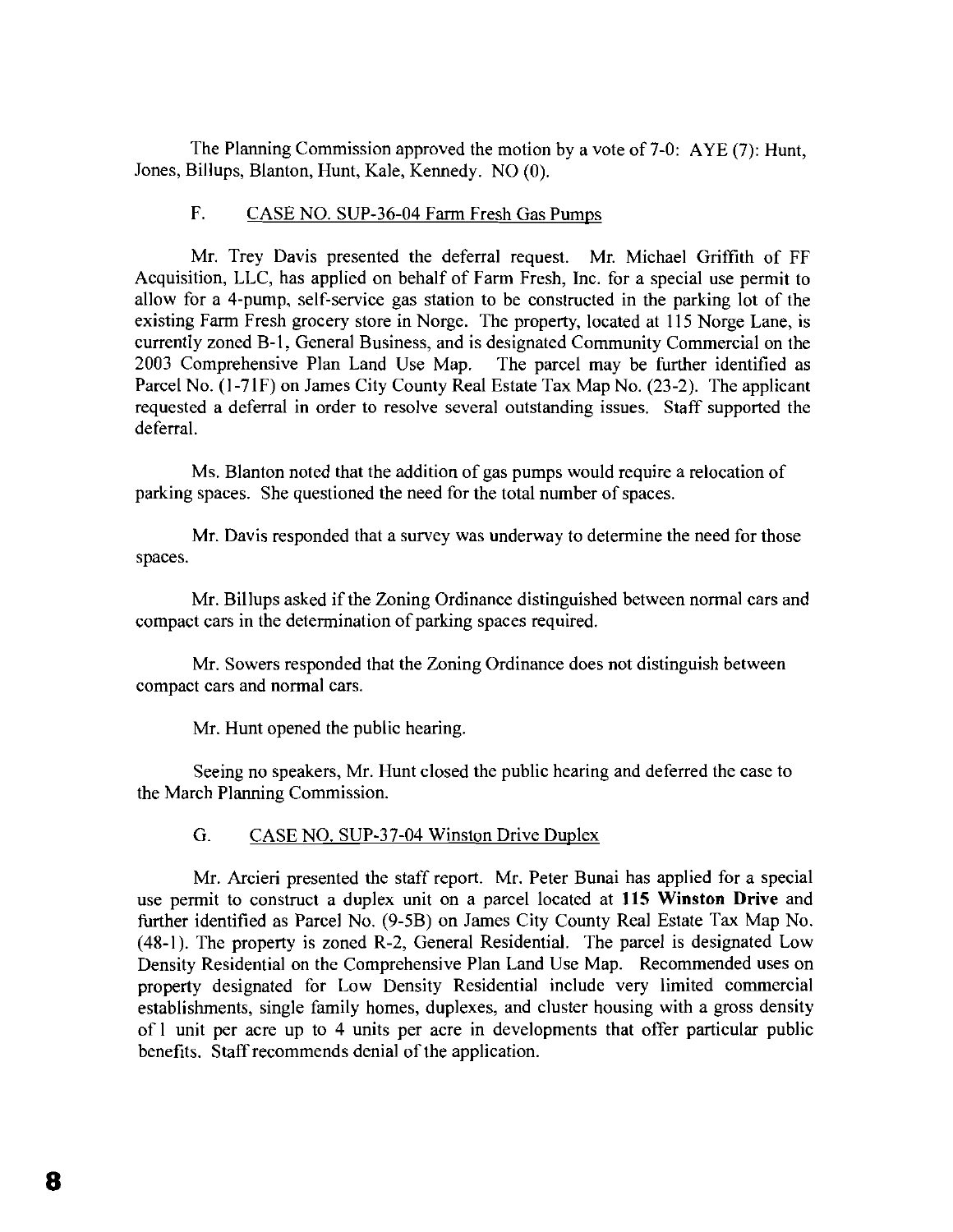The Planning Commission approved the motion by a vote of 7-0: AYE (7): Hunt, Jones, Billups, Blanton, Hunt, Kale, Kennedy. NO (0).

F. <u>CASE NO. SUP-36-04 Farm Fresh Gas Pumps</u>

Mr. Trey Davis presented the deferral request. Mr. Michael Griffith of FF Acquisition, LLC, has applied on behalf of Farm Fresh, Inc. for a special use permit to allow for a 4-pump, self-service gas station to be constructed in the parking lot of the existing Farm Fresh grocery store in Norge. The property, located at 115 Norge Lane, is currently zoned B-1, General Business, and is designated Community Commercial on the 2003 Comprehensive Plan Land Use Map. The parcel may be further identified as Parcel No. (1-71F) on James City County Real Estate Tax Map No. (23-2). The applicant requested a deferral in order to resolve several outstanding issues. Staff supported the deferral.

Ms. Blanton noted that the addition of gas pumps would require a relocation of parking spaces. She questioned the need for the total number of spaces.

Mr. Davis responded that a survey was underway to determine the need for those spaces.

Mr. Billups asked if the Zoning Ordinance distinguished between normal cars and compact cars in the determination of parking spaces required.

Mr. Sowers responded that the Zoning Ordinance does not distinguish between compact cars and normal cars.

Mr. Hunt opened the public hearing.

Seeing no speakers, Mr. Hunt closed the public hearing and deferred the case to the March Planning Commission.

G. <u>CASE NO. SUP-37-04 Winston Drive Duplex</u>

Mr. Arcieri presented the staff report. Mr. Peter Bunai has applied for a special use permit to construct a duplex unit on a parcel located at **115 Winston Drive** and further identified as Parcel No. (9-5B) on James City County Real Estate Tax Map No. (48-1). The property is zoned R-2, General Residential. The parcel is designated Low Density Residential on the Comprehensive Plan Land Use Map. Recommended uses on property designated for Low Density Residential include very limited commercial establishments, single family homes, duplexes, and cluster housing with a gross density of 1 unit per acre up to 4 units per acre in developments that offer particular public benefits. Staff recommends denial of the application.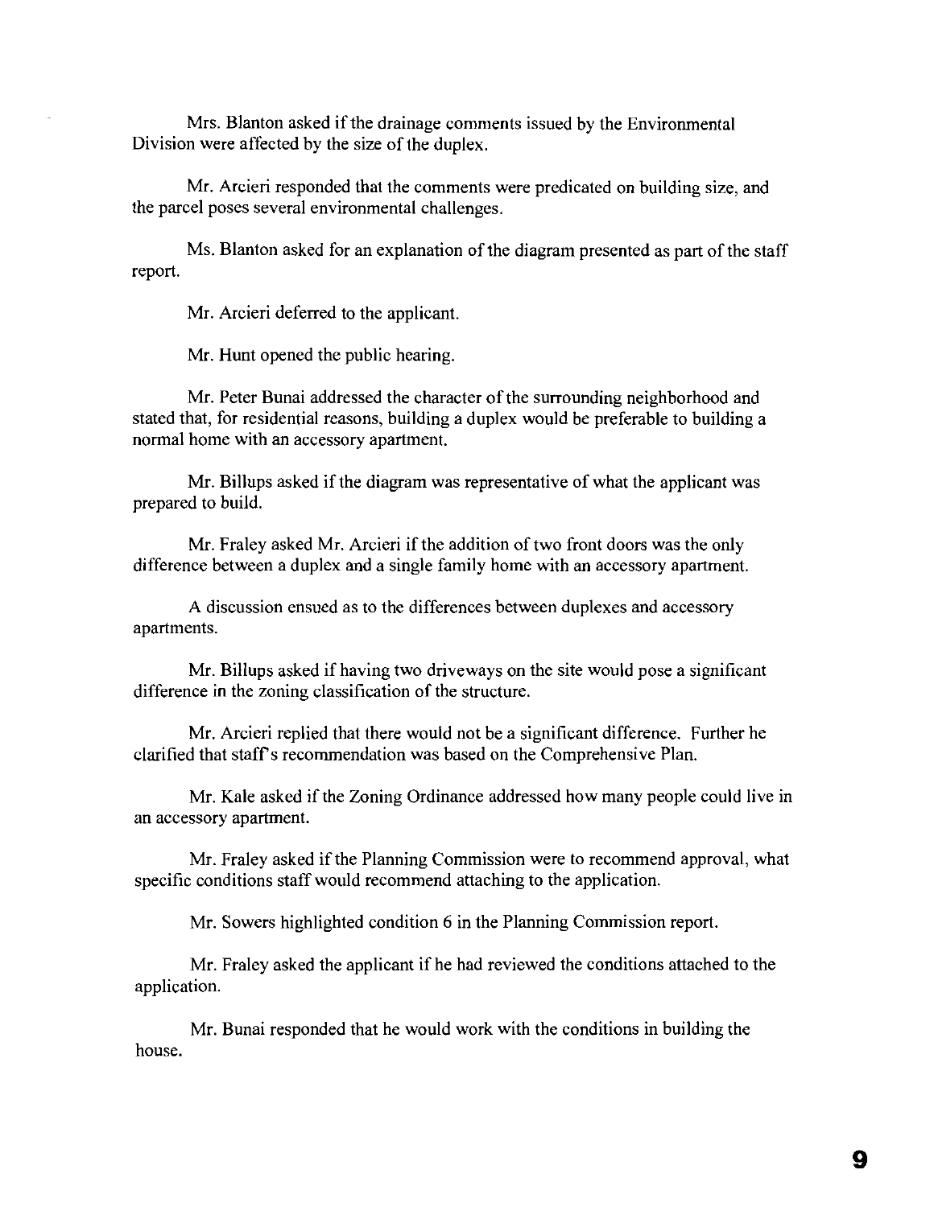Mrs. Blanton asked if the drainage comments issued by the Environmental Division were affected by the size of the duplex.

Mr. Arcieri responded that the comments were predicated on building size, and the parcel poses several environmental challenges.

Ms. Blanton asked for an explanation of the diagram presented as part of the staff report.

Mr. Arcieri deferred to the applicant.

Mr. Hunt opened the public hearing.

Mr. Peter Bunai addressed the character of the surrounding neighborhood and stated that, for residential reasons, building a duplex would be preferable to building a normal home with an accessory apartment.

Mr. Billups asked if the diagram was representative of what the applicant was prepared to build.

Mr. Fraley asked Mr. Arcieri if the addition of two front doors was the only difference between a duplex and a single family home with an accessory apartment.

A discussion ensued as to the differences between duplexes and accessory apartments.

Mr. Billups asked if having two driveways on the site would pose a significant difference in the zoning classification of the structure.

Mr. Arcieri replied that there would not be a significant difference. Further he clarified that staff's recommendation was based on the Comprehensive Plan.

Mr. Kale asked if the Zoning Ordinance addressed how many people could live in an accessory apartment.

Mr. Fraley asked if the Planning Commission were to recommend approval, what specific conditions staff would recommend attaching to the application.

Mr. Sowers highlighted condition 6 in the Planning Commission report.

Mr. Fraley asked the applicant if he had reviewed the conditions attached to the application.

Mr. Bunai responded that he would work with the conditions in building the house.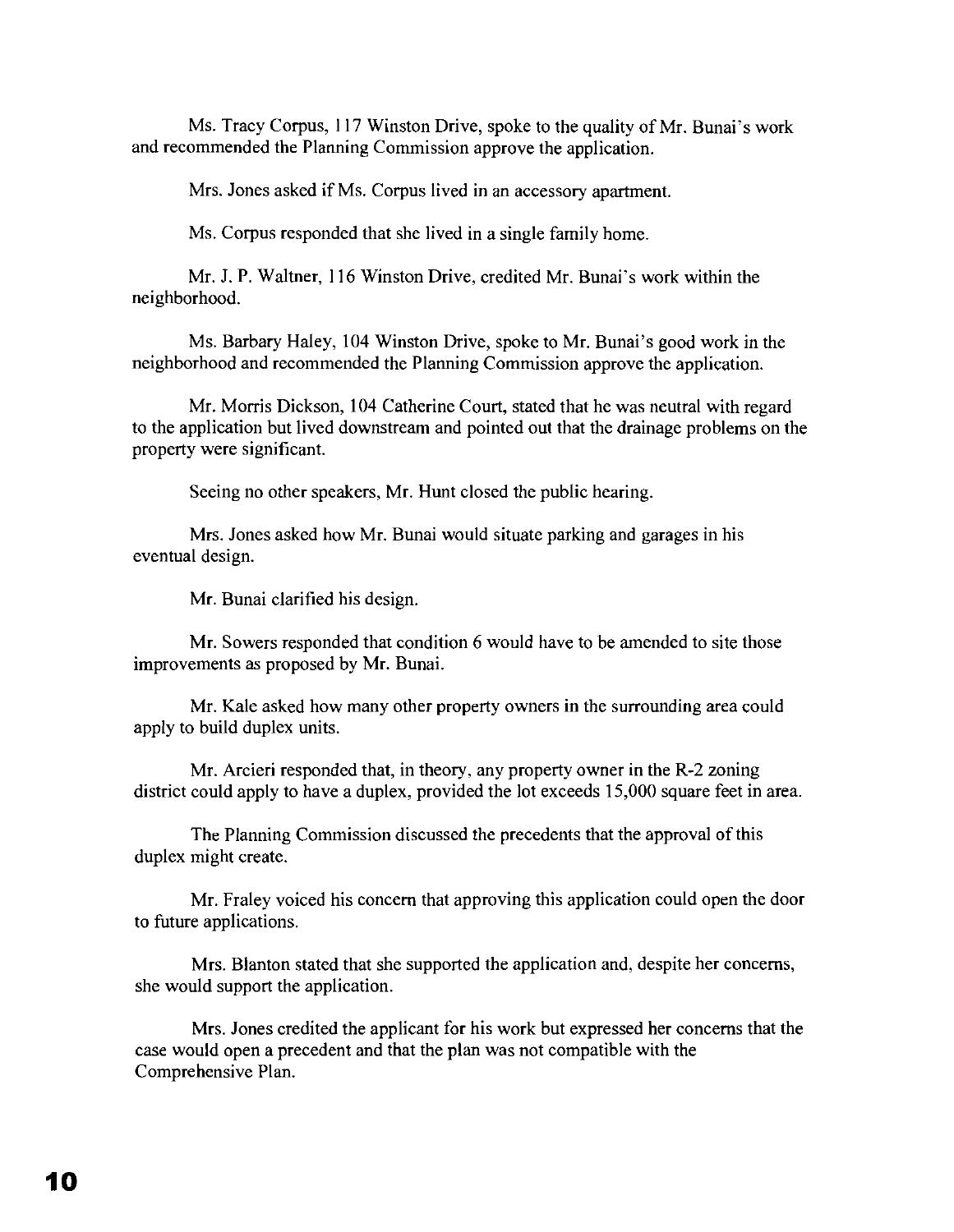Ms. Tracy Corpus, 117 Winston Drive, spoke to the quality of Mr. Bunai's work and recommended the Planning Commission approve the application.

Mrs. Jones asked if Ms. Corpus lived in an accessory apartment.

Ms. Corpus responded that she lived in a single family home.

Mr. J. P. Waltner, 116 Winston Drive, credited Mr. Bunai's work within the neighborhood.

Ms. Barbary Haley, 104 Winston Drive, spoke to Mr. Bunai's good work in the neighborhood and recommended the Planning Commission approve the application.

Mr. Morris Dickson, 104 Catherine Court, stated that he was neutral with regard to the application but lived downstream and pointed out that the drainage problems on the property were significant.

Seeing no other speakers, Mr. Hunt closed the public hearing.

Mrs. Jones asked how Mr. Bunai would situate parking and garages in his eventual design.

Mr. Bunai clarified his design.

Mr. Sowers responded that condition 6 would have to be amended to site those improvements as proposed by Mr. Bunai.

Mr. Kale asked how many other property owners in the surrounding area could apply to build duplex units.

Mr. Arcieri responded that, in theory, any property owner in the R-2 zoning district could apply to have a duplex, provided the lot exceeds 15,000 square feet in area.

The Planning Commission discussed the precedents that the approval of this duplex might create.

Mr. Fraley voiced his concern that approving this application could open the door to future applications.

Mrs. Blanton stated that she supported the application and, despite her concerns, she would support the application.

Mrs. Jones credited the applicant for his work but expressed her concerns that the case would open a precedent and that the plan was not compatible with the Comprehensive Plan.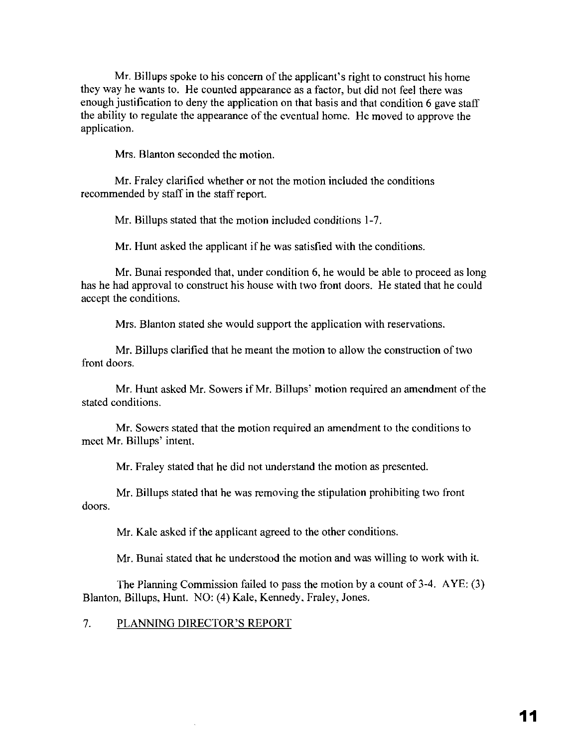Mr. Billups spoke to his concern of the applicant's right to construct his home they way he wants to. He counted appearance as a factor, but did not feel there was enough justification to deny the application on that basis and that condition 6 gave staff the ability to regulate the appearance of the eventual home. He moved to approve the application.

Mrs. Blanton seconded the motion.

Mr. Fraley clarified whether or not the motion included the conditions recommended by staff in the staff report.

Mr. Billups stated that the motion included conditions 1-7.

Mr. Hunt asked the applicant if he was satisfied with the conditions.

Mr. Bunai responded that, under condition 6, he would be able to proceed as long has he had approval to construct his house with two front doors. He stated that he could accept the conditions.

Mrs. Blanton stated she would support the application with reservations.

Mr. Billups clarified that he meant the motion to allow the construction of two front doors.

Mr. Hunt asked Mr. Sowers if Mr. Billups' motion required an amendment of the stated conditions.

Mr. Sowers stated that the motion required an amendment to the conditions to meet Mr. Billups' intent.

Mr. Fraley stated that he did not understand the motion as presented.

Mr. Billups stated that he was removing the stipulation prohibiting two front doors.

Mr. Kale asked if the applicant agreed to the other conditions.

Mr. Bunai stated that he understood the motion and was willing to work with it.

The Planning Commission failed to pass the motion by a count of 3-4. AYE: (3) Blanton, Billups, Hunt. NO: (4) Kale, Kennedy, Fraley, Jones.

7. <u>PLANNING DIRECTOR'S REPORT</u>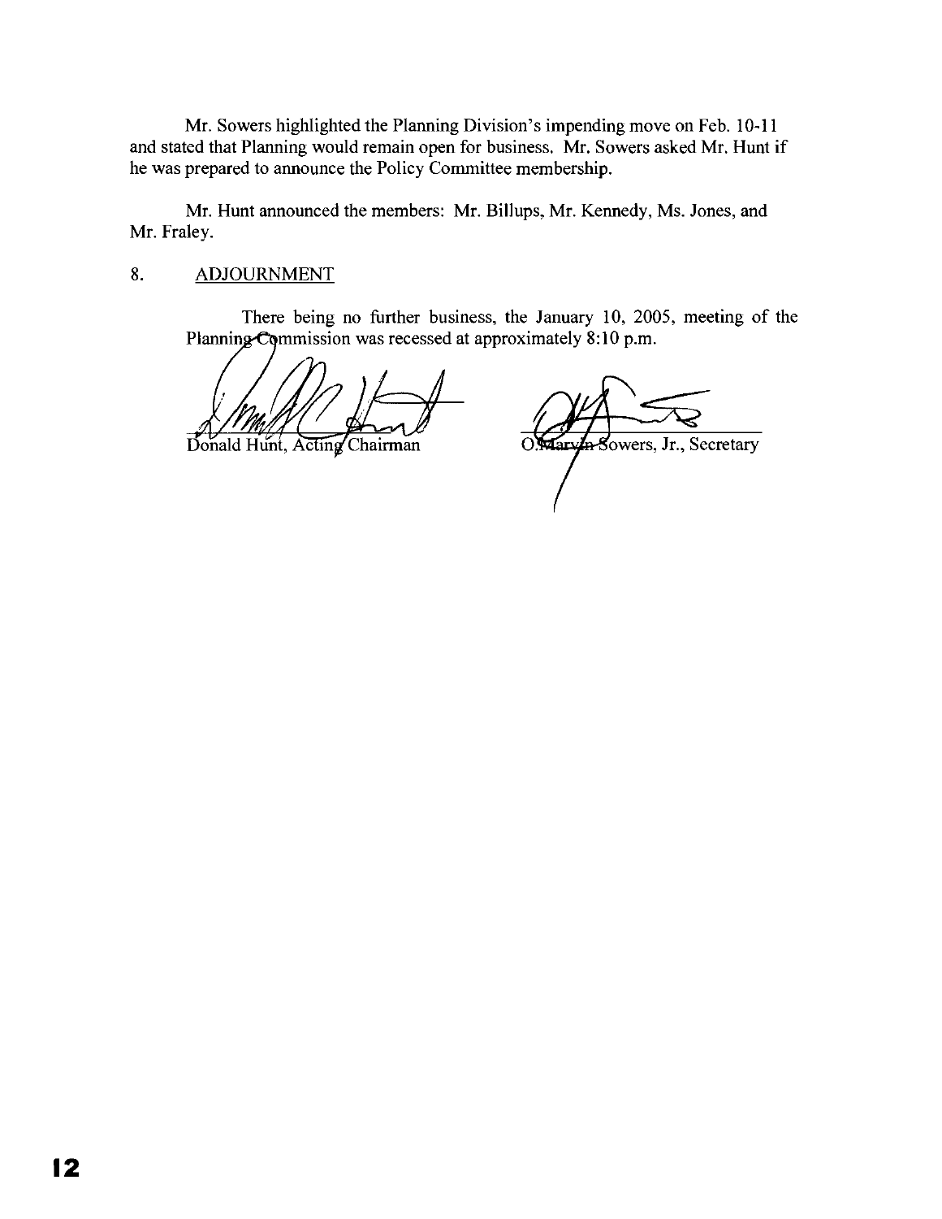Mr. Sowers highlighted the Planning Division's impending move on Feb. 10-11 and stated that Planning would remain open for business. Mr. Sowers asked Mr. Hunt if he was prepared to announce the Policy Committee membership.

Mr. Hunt announced the members: Mr. Billups, Mr. Kennedy, Ms. Jones, and Mr. Fraley.

## 8. ADJOURNMENT

There being no further business, the January 10, 2005, meeting of the Planning Commission was recessed at approximately 8:10 p.m.

Donald Hunt, Acting Chairman

O. Marvin Sowers, Jr., Secretary